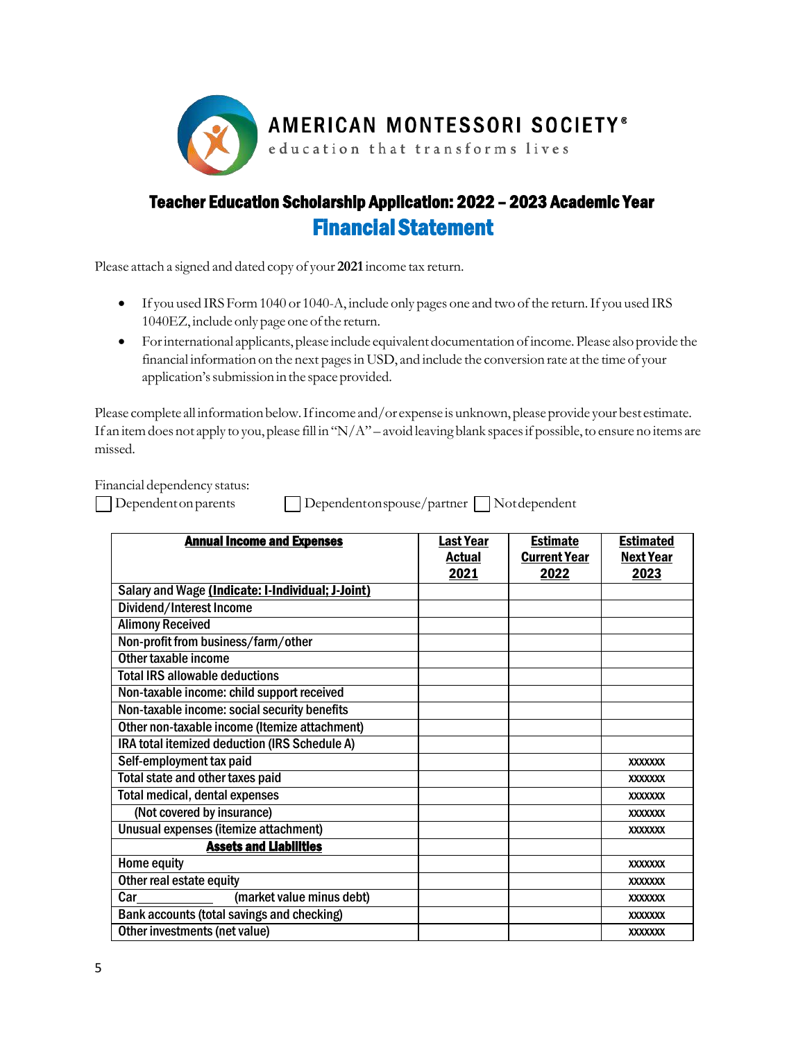AMERICAN MONTESSORI SOCIETY®

education that transforms lives

# Teacher Education Scholarship Application: 2022 – 2023 Academic Year

## Financial Statement

Please attach a signed and dated copy of your **2021** income tax return.

- If you used IRS Form 1040 or 1040-A, include only pages one and two of the return. If you used IRS 1040EZ, include only page one of the return.
- For international applicants, please include equivalent documentation of income. Please also provide the financial information on the next pages in USD, and include the conversion rate at the time of your application's submission in the space provided.

Please complete all information below. If income and/or expense is unknown, please provide your best estimate. If an item does not apply to you, please fill in "N/A" – avoid leaving blank spaces if possible, to ensure no items are missed.

Financial dependency status:

☐ Dependent on parents ☐ Dependent on spouse/partner ☐ Not dependent

| **Annual Income and Expenses** | **Last Year Actual 2021** | **Estimate Current Year 2022** | **Estimated Next Year 2023** |
|---|---|---|---|
| Salary and Wage **(Indicate: I-Individual; J-Joint)** | | | |
| Dividend/Interest Income | | | |
| Alimony Received | | | |
| Non-profit from business/farm/other | | | |
| Other taxable income | | | |
| Total IRS allowable deductions | | | |
| Non-taxable income: child support received | | | |
| Non-taxable income: social security benefits | | | |
| Other non-taxable income (Itemize attachment) | | | |
| IRA total itemized deduction (IRS Schedule A) | | | |
| Self-employment tax paid | | | xxxxxxx |
| Total state and other taxes paid | | | xxxxxxx |
| Total medical, dental expenses | | | xxxxxxx |
| (Not covered by insurance) | | | xxxxxxx |
| Unusual expenses (itemize attachment) | | | xxxxxxx |
| **Assets and Liabilities** | | | |
| Home equity | | | xxxxxxx |
| Other real estate equity | | | xxxxxxx |
| Car____________ (market value minus debt) | | | xxxxxxx |
| Bank accounts (total savings and checking) | | | xxxxxxx |
| Other investments (net value) | | | xxxxxxx |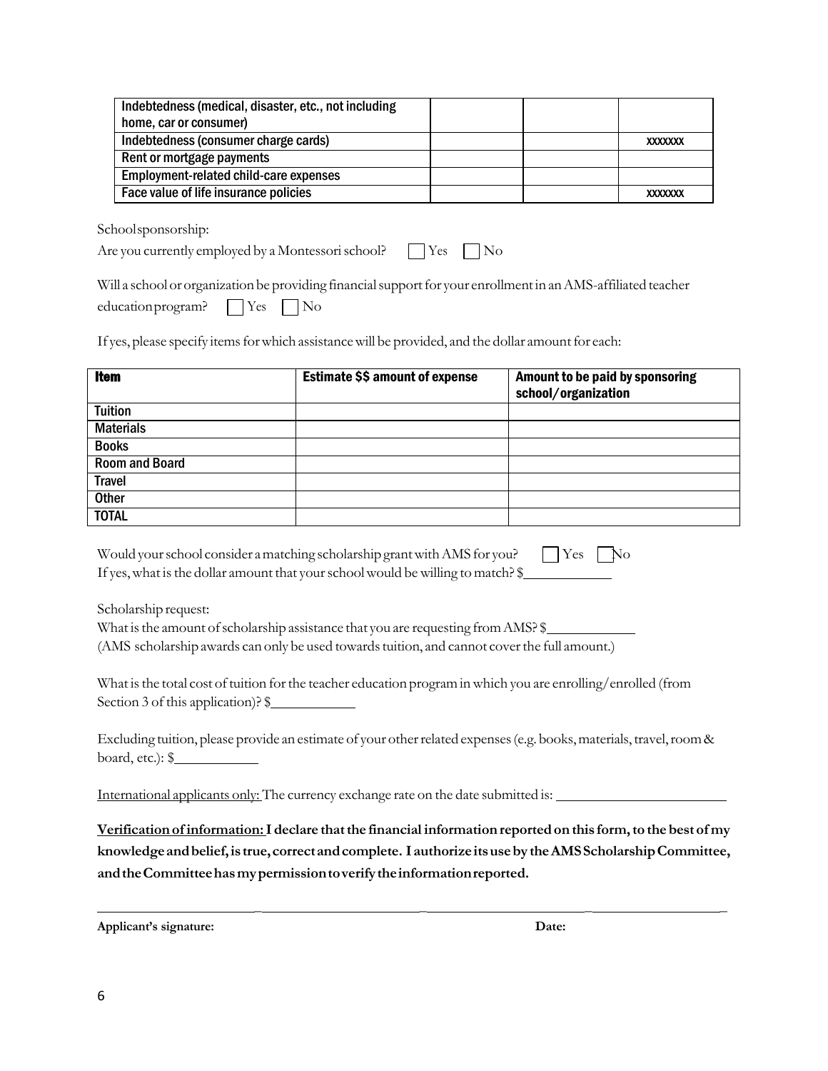| | | | |
|---|---|---|---|
| Indebtedness (medical, disaster, etc., not including home, car or consumer) | | | |
| Indebtedness (consumer charge cards) | | | xxxxxxx |
| Rent or mortgage payments | | | |
| Employment-related child-care expenses | | | |
| Face value of life insurance policies | | | xxxxxxx |

School sponsorship:

Are you currently employed by a Montessori school? ☐ Yes ☐ No

Will a school or organization be providing financial support for your enrollment in an AMS-affiliated teacher education program? ☐ Yes ☐ No

If yes, please specify items for which assistance will be provided, and the dollar amount for each:

| Item | Estimate $$ amount of expense | Amount to be paid by sponsoring school/organization |
|---|---|---|
| Tuition | | |
| Materials | | |
| Books | | |
| Room and Board | | |
| Travel | | |
| Other | | |
| TOTAL | | |

Would your school consider a matching scholarship grant with AMS for you? ☐ Yes ☐ No

If yes, what is the dollar amount that your school would be willing to match? $____________

Scholarship request:

What is the amount of scholarship assistance that you are requesting from AMS? $____________

(AMS scholarship awards can only be used towards tuition, and cannot cover the full amount.)

What is the total cost of tuition for the teacher education program in which you are enrolling/enrolled (from Section 3 of this application)? $____________

Excluding tuition, please provide an estimate of your other related expenses (e.g. books, materials, travel, room & board, etc.): $____________

International applicants only: The currency exchange rate on the date submitted is: ________________________

**Verification of information: I declare that the financial information reported on this form, to the best of my knowledge and belief, is true, correct and complete. I authorize its use by the AMS Scholarship Committee, and the Committee has my permission to verify the information reported.**

______________________________________________________________________________________

**Applicant's signature:** **Date:**